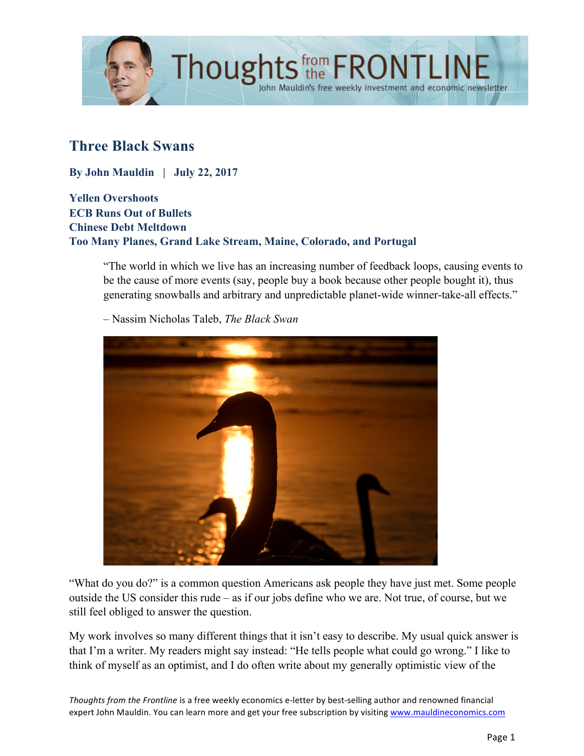# Three Black Swans

**By John Mauldin | July 22, 2017**

**Yellen Overshoots**
**ECB Runs Out of Bullets**
**Chinese Debt Meltdown**
**Too Many Planes, Grand Lake Stream, Maine, Colorado, and Portugal**

> "The world in which we live has an increasing number of feedback loops, causing events to be the cause of more events (say, people buy a book because other people bought it), thus generating snowballs and arbitrary and unpredictable planet-wide winner-take-all effects."
>
> – Nassim Nicholas Taleb, *The Black Swan*

"What do you do?" is a common question Americans ask people they have just met. Some people outside the US consider this rude – as if our jobs define who we are. Not true, of course, but we still feel obliged to answer the question.

My work involves so many different things that it isn't easy to describe. My usual quick answer is that I'm a writer. My readers might say instead: "He tells people what could go wrong." I like to think of myself as an optimist, and I do often write about my generally optimistic view of the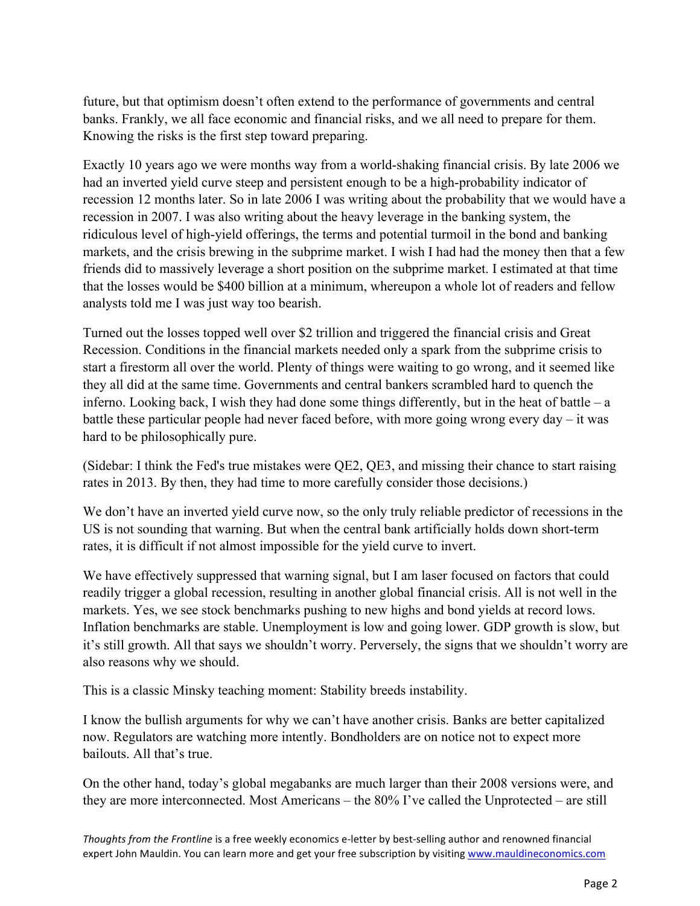future, but that optimism doesn't often extend to the performance of governments and central banks. Frankly, we all face economic and financial risks, and we all need to prepare for them. Knowing the risks is the first step toward preparing.

Exactly 10 years ago we were months way from a world-shaking financial crisis. By late 2006 we had an inverted yield curve steep and persistent enough to be a high-probability indicator of recession 12 months later. So in late 2006 I was writing about the probability that we would have a recession in 2007. I was also writing about the heavy leverage in the banking system, the ridiculous level of high-yield offerings, the terms and potential turmoil in the bond and banking markets, and the crisis brewing in the subprime market. I wish I had had the money then that a few friends did to massively leverage a short position on the subprime market. I estimated at that time that the losses would be $400 billion at a minimum, whereupon a whole lot of readers and fellow analysts told me I was just way too bearish.

Turned out the losses topped well over $2 trillion and triggered the financial crisis and Great Recession. Conditions in the financial markets needed only a spark from the subprime crisis to start a firestorm all over the world. Plenty of things were waiting to go wrong, and it seemed like they all did at the same time. Governments and central bankers scrambled hard to quench the inferno. Looking back, I wish they had done some things differently, but in the heat of battle – a battle these particular people had never faced before, with more going wrong every day – it was hard to be philosophically pure.

(Sidebar: I think the Fed's true mistakes were QE2, QE3, and missing their chance to start raising rates in 2013. By then, they had time to more carefully consider those decisions.)

We don't have an inverted yield curve now, so the only truly reliable predictor of recessions in the US is not sounding that warning. But when the central bank artificially holds down short-term rates, it is difficult if not almost impossible for the yield curve to invert.

We have effectively suppressed that warning signal, but I am laser focused on factors that could readily trigger a global recession, resulting in another global financial crisis. All is not well in the markets. Yes, we see stock benchmarks pushing to new highs and bond yields at record lows. Inflation benchmarks are stable. Unemployment is low and going lower. GDP growth is slow, but it's still growth. All that says we shouldn't worry. Perversely, the signs that we shouldn't worry are also reasons why we should.

This is a classic Minsky teaching moment: Stability breeds instability.

I know the bullish arguments for why we can't have another crisis. Banks are better capitalized now. Regulators are watching more intently. Bondholders are on notice not to expect more bailouts. All that's true.

On the other hand, today's global megabanks are much larger than their 2008 versions were, and they are more interconnected. Most Americans – the 80% I've called the Unprotected – are still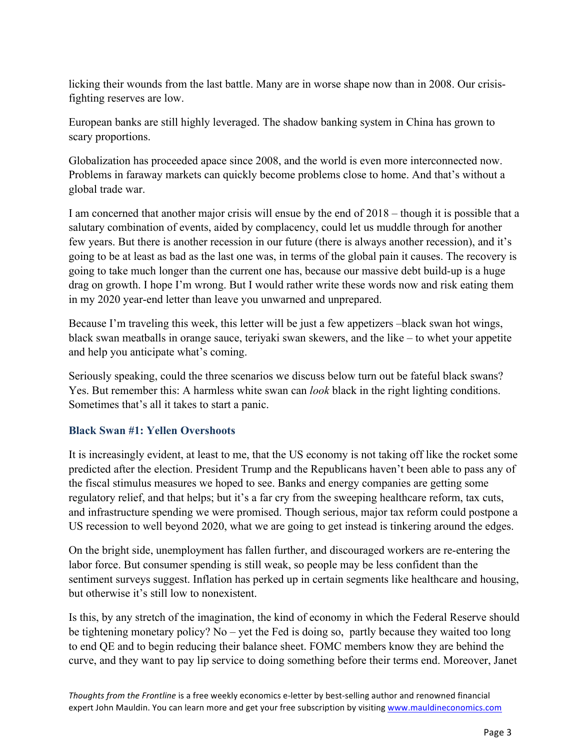licking their wounds from the last battle. Many are in worse shape now than in 2008. Our crisis-fighting reserves are low.

European banks are still highly leveraged. The shadow banking system in China has grown to scary proportions.

Globalization has proceeded apace since 2008, and the world is even more interconnected now. Problems in faraway markets can quickly become problems close to home. And that's without a global trade war.

I am concerned that another major crisis will ensue by the end of 2018 – though it is possible that a salutary combination of events, aided by complacency, could let us muddle through for another few years. But there is another recession in our future (there is always another recession), and it's going to be at least as bad as the last one was, in terms of the global pain it causes. The recovery is going to take much longer than the current one has, because our massive debt build-up is a huge drag on growth. I hope I'm wrong. But I would rather write these words now and risk eating them in my 2020 year-end letter than leave you unwarned and unprepared.

Because I'm traveling this week, this letter will be just a few appetizers –black swan hot wings, black swan meatballs in orange sauce, teriyaki swan skewers, and the like – to whet your appetite and help you anticipate what's coming.

Seriously speaking, could the three scenarios we discuss below turn out be fateful black swans? Yes. But remember this: A harmless white swan can *look* black in the right lighting conditions. Sometimes that's all it takes to start a panic.

### Black Swan #1: Yellen Overshoots

It is increasingly evident, at least to me, that the US economy is not taking off like the rocket some predicted after the election. President Trump and the Republicans haven't been able to pass any of the fiscal stimulus measures we hoped to see. Banks and energy companies are getting some regulatory relief, and that helps; but it's a far cry from the sweeping healthcare reform, tax cuts, and infrastructure spending we were promised. Though serious, major tax reform could postpone a US recession to well beyond 2020, what we are going to get instead is tinkering around the edges.

On the bright side, unemployment has fallen further, and discouraged workers are re-entering the labor force. But consumer spending is still weak, so people may be less confident than the sentiment surveys suggest. Inflation has perked up in certain segments like healthcare and housing, but otherwise it's still low to nonexistent.

Is this, by any stretch of the imagination, the kind of economy in which the Federal Reserve should be tightening monetary policy? No – yet the Fed is doing so, partly because they waited too long to end QE and to begin reducing their balance sheet. FOMC members know they are behind the curve, and they want to pay lip service to doing something before their terms end. Moreover, Janet

*Thoughts from the Frontline* is a free weekly economics e-letter by best-selling author and renowned financial expert John Mauldin. You can learn more and get your free subscription by visiting www.mauldineconomics.com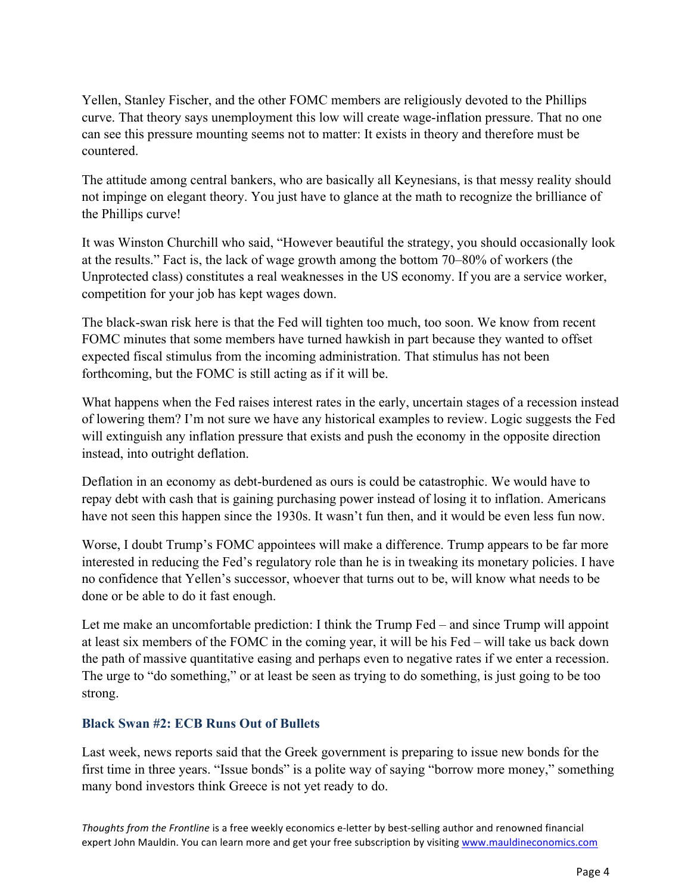Yellen, Stanley Fischer, and the other FOMC members are religiously devoted to the Phillips curve. That theory says unemployment this low will create wage-inflation pressure. That no one can see this pressure mounting seems not to matter: It exists in theory and therefore must be countered.

The attitude among central bankers, who are basically all Keynesians, is that messy reality should not impinge on elegant theory. You just have to glance at the math to recognize the brilliance of the Phillips curve!

It was Winston Churchill who said, "However beautiful the strategy, you should occasionally look at the results." Fact is, the lack of wage growth among the bottom 70–80% of workers (the Unprotected class) constitutes a real weaknesses in the US economy. If you are a service worker, competition for your job has kept wages down.

The black-swan risk here is that the Fed will tighten too much, too soon. We know from recent FOMC minutes that some members have turned hawkish in part because they wanted to offset expected fiscal stimulus from the incoming administration. That stimulus has not been forthcoming, but the FOMC is still acting as if it will be.

What happens when the Fed raises interest rates in the early, uncertain stages of a recession instead of lowering them? I'm not sure we have any historical examples to review. Logic suggests the Fed will extinguish any inflation pressure that exists and push the economy in the opposite direction instead, into outright deflation.

Deflation in an economy as debt-burdened as ours is could be catastrophic. We would have to repay debt with cash that is gaining purchasing power instead of losing it to inflation. Americans have not seen this happen since the 1930s. It wasn't fun then, and it would be even less fun now.

Worse, I doubt Trump's FOMC appointees will make a difference. Trump appears to be far more interested in reducing the Fed's regulatory role than he is in tweaking its monetary policies. I have no confidence that Yellen's successor, whoever that turns out to be, will know what needs to be done or be able to do it fast enough.

Let me make an uncomfortable prediction: I think the Trump Fed – and since Trump will appoint at least six members of the FOMC in the coming year, it will be his Fed – will take us back down the path of massive quantitative easing and perhaps even to negative rates if we enter a recession. The urge to "do something," or at least be seen as trying to do something, is just going to be too strong.

### Black Swan #2: ECB Runs Out of Bullets

Last week, news reports said that the Greek government is preparing to issue new bonds for the first time in three years. "Issue bonds" is a polite way of saying "borrow more money," something many bond investors think Greece is not yet ready to do.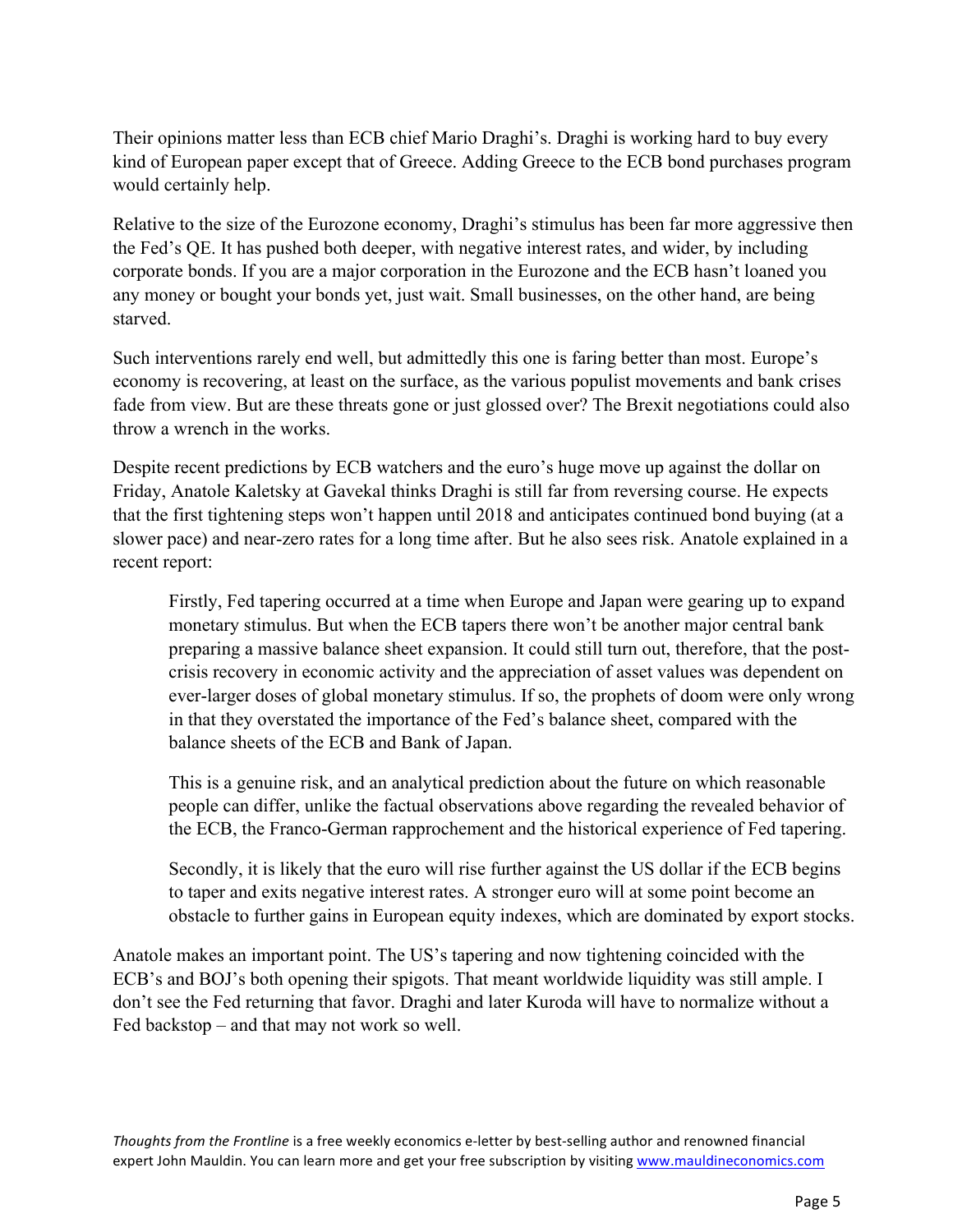Their opinions matter less than ECB chief Mario Draghi's. Draghi is working hard to buy every kind of European paper except that of Greece. Adding Greece to the ECB bond purchases program would certainly help.

Relative to the size of the Eurozone economy, Draghi's stimulus has been far more aggressive then the Fed's QE. It has pushed both deeper, with negative interest rates, and wider, by including corporate bonds. If you are a major corporation in the Eurozone and the ECB hasn't loaned you any money or bought your bonds yet, just wait. Small businesses, on the other hand, are being starved.

Such interventions rarely end well, but admittedly this one is faring better than most. Europe's economy is recovering, at least on the surface, as the various populist movements and bank crises fade from view. But are these threats gone or just glossed over? The Brexit negotiations could also throw a wrench in the works.

Despite recent predictions by ECB watchers and the euro's huge move up against the dollar on Friday, Anatole Kaletsky at Gavekal thinks Draghi is still far from reversing course. He expects that the first tightening steps won't happen until 2018 and anticipates continued bond buying (at a slower pace) and near-zero rates for a long time after. But he also sees risk. Anatole explained in a recent report:

> Firstly, Fed tapering occurred at a time when Europe and Japan were gearing up to expand monetary stimulus. But when the ECB tapers there won't be another major central bank preparing a massive balance sheet expansion. It could still turn out, therefore, that the post-crisis recovery in economic activity and the appreciation of asset values was dependent on ever-larger doses of global monetary stimulus. If so, the prophets of doom were only wrong in that they overstated the importance of the Fed's balance sheet, compared with the balance sheets of the ECB and Bank of Japan.
>
> This is a genuine risk, and an analytical prediction about the future on which reasonable people can differ, unlike the factual observations above regarding the revealed behavior of the ECB, the Franco-German rapprochement and the historical experience of Fed tapering.
>
> Secondly, it is likely that the euro will rise further against the US dollar if the ECB begins to taper and exits negative interest rates. A stronger euro will at some point become an obstacle to further gains in European equity indexes, which are dominated by export stocks.

Anatole makes an important point. The US's tapering and now tightening coincided with the ECB's and BOJ's both opening their spigots. That meant worldwide liquidity was still ample. I don't see the Fed returning that favor. Draghi and later Kuroda will have to normalize without a Fed backstop – and that may not work so well.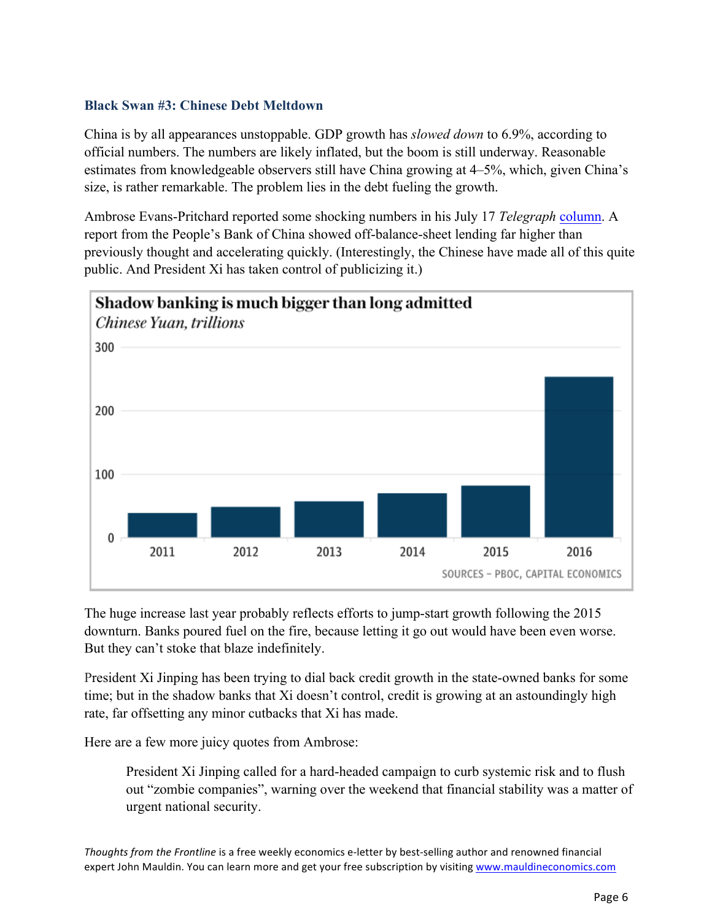### Black Swan #3: Chinese Debt Meltdown

China is by all appearances unstoppable. GDP growth has *slowed down* to 6.9%, according to official numbers. The numbers are likely inflated, but the boom is still underway. Reasonable estimates from knowledgeable observers still have China growing at 4–5%, which, given China's size, is rather remarkable. The problem lies in the debt fueling the growth.

Ambrose Evans-Pritchard reported some shocking numbers in his July 17 *Telegraph* column. A report from the People's Bank of China showed off-balance-sheet lending far higher than previously thought and accelerating quickly. (Interestingly, the Chinese have made all of this quite public. And President Xi has taken control of publicizing it.)

**Shadow banking is much bigger than long admitted**
*Chinese Yuan, trillions*

SOURCES – PBOC, CAPITAL ECONOMICS

The huge increase last year probably reflects efforts to jump-start growth following the 2015 downturn. Banks poured fuel on the fire, because letting it go out would have been even worse. But they can't stoke that blaze indefinitely.

President Xi Jinping has been trying to dial back credit growth in the state-owned banks for some time; but in the shadow banks that Xi doesn't control, credit is growing at an astoundingly high rate, far offsetting any minor cutbacks that Xi has made.

Here are a few more juicy quotes from Ambrose:

> President Xi Jinping called for a hard-headed campaign to curb systemic risk and to flush out "zombie companies", warning over the weekend that financial stability was a matter of urgent national security.

*Thoughts from the Frontline* is a free weekly economics e-letter by best-selling author and renowned financial expert John Mauldin. You can learn more and get your free subscription by visiting www.mauldineconomics.com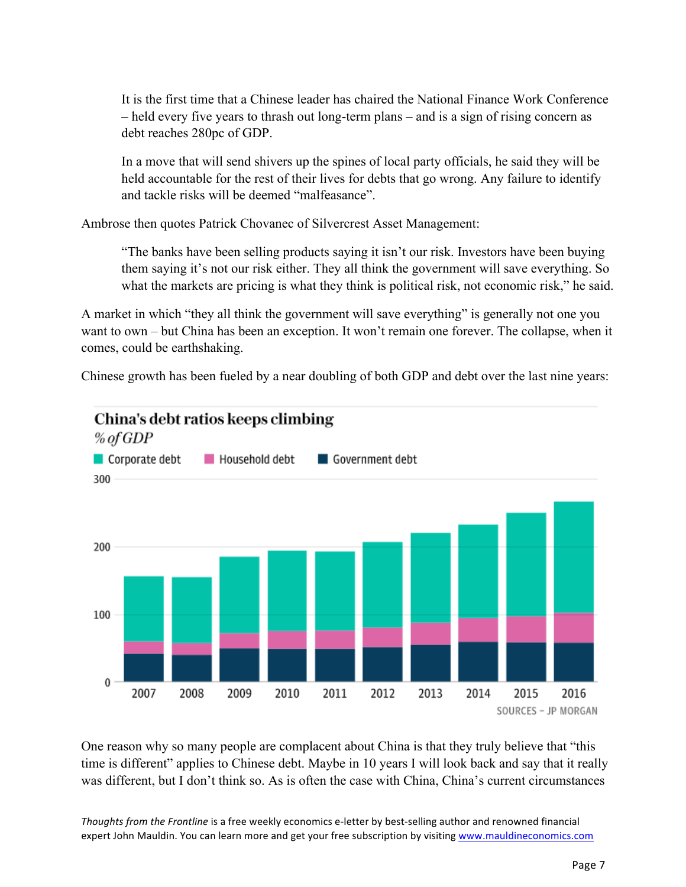> It is the first time that a Chinese leader has chaired the National Finance Work Conference – held every five years to thrash out long-term plans – and is a sign of rising concern as debt reaches 280pc of GDP.
>
> In a move that will send shivers up the spines of local party officials, he said they will be held accountable for the rest of their lives for debts that go wrong. Any failure to identify and tackle risks will be deemed "malfeasance".

Ambrose then quotes Patrick Chovanec of Silvercrest Asset Management:

> "The banks have been selling products saying it isn't our risk. Investors have been buying them saying it's not our risk either. They all think the government will save everything. So what the markets are pricing is what they think is political risk, not economic risk," he said.

A market in which "they all think the government will save everything" is generally not one you want to own – but China has been an exception. It won't remain one forever. The collapse, when it comes, could be earthshaking.

Chinese growth has been fueled by a near doubling of both GDP and debt over the last nine years:

**China's debt ratios keeps climbing**

*% of GDP*

Corporate debt | Household debt | Government debt

SOURCES – JP MORGAN

One reason why so many people are complacent about China is that they truly believe that "this time is different" applies to Chinese debt. Maybe in 10 years I will look back and say that it really was different, but I don't think so. As is often the case with China, China's current circumstances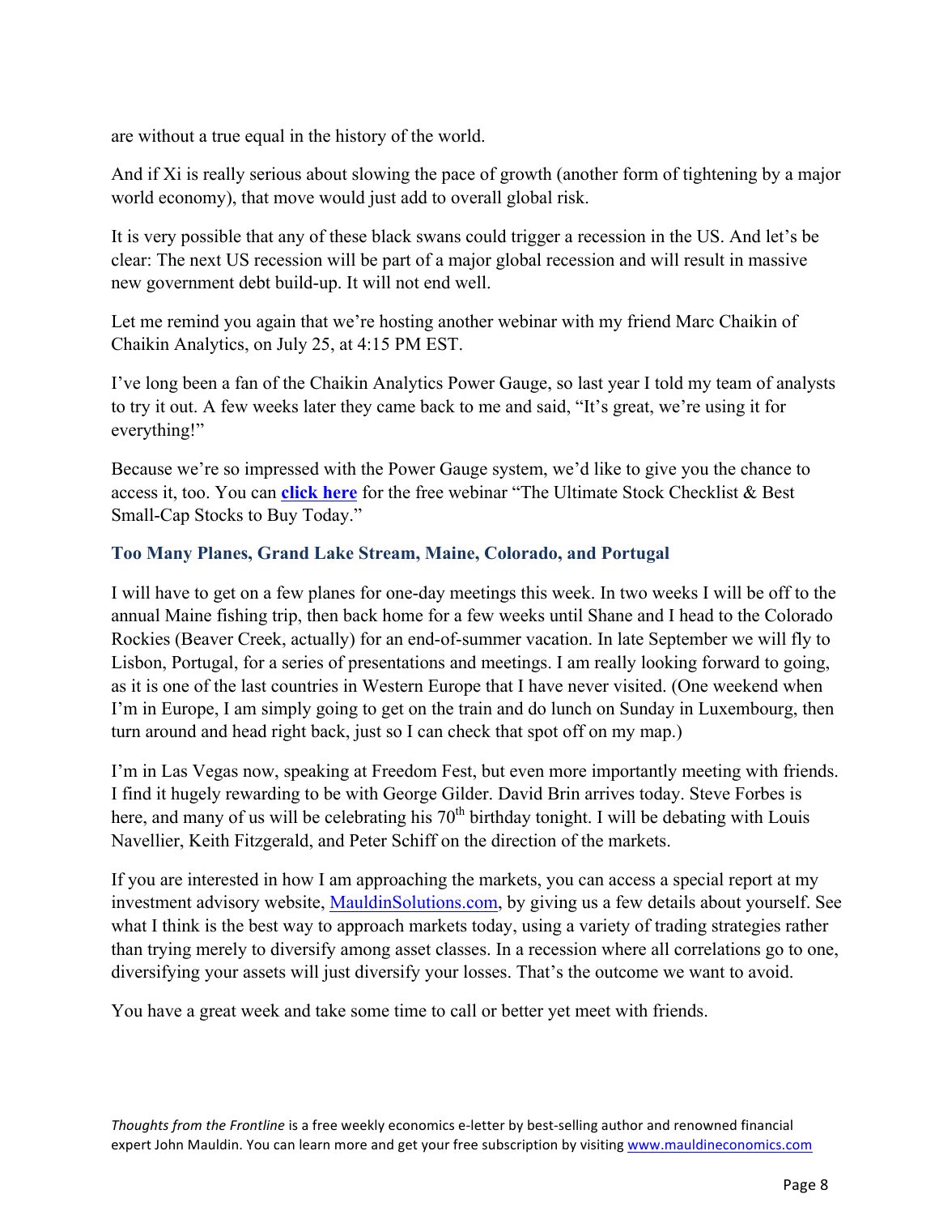are without a true equal in the history of the world.

And if Xi is really serious about slowing the pace of growth (another form of tightening by a major world economy), that move would just add to overall global risk.

It is very possible that any of these black swans could trigger a recession in the US. And let's be clear: The next US recession will be part of a major global recession and will result in massive new government debt build-up. It will not end well.

Let me remind you again that we're hosting another webinar with my friend Marc Chaikin of Chaikin Analytics, on July 25, at 4:15 PM EST.

I've long been a fan of the Chaikin Analytics Power Gauge, so last year I told my team of analysts to try it out. A few weeks later they came back to me and said, "It's great, we're using it for everything!"

Because we're so impressed with the Power Gauge system, we'd like to give you the chance to access it, too. You can **click here** for the free webinar "The Ultimate Stock Checklist & Best Small-Cap Stocks to Buy Today."

### Too Many Planes, Grand Lake Stream, Maine, Colorado, and Portugal

I will have to get on a few planes for one-day meetings this week. In two weeks I will be off to the annual Maine fishing trip, then back home for a few weeks until Shane and I head to the Colorado Rockies (Beaver Creek, actually) for an end-of-summer vacation. In late September we will fly to Lisbon, Portugal, for a series of presentations and meetings. I am really looking forward to going, as it is one of the last countries in Western Europe that I have never visited. (One weekend when I'm in Europe, I am simply going to get on the train and do lunch on Sunday in Luxembourg, then turn around and head right back, just so I can check that spot off on my map.)

I'm in Las Vegas now, speaking at Freedom Fest, but even more importantly meeting with friends. I find it hugely rewarding to be with George Gilder. David Brin arrives today. Steve Forbes is here, and many of us will be celebrating his 70th birthday tonight. I will be debating with Louis Navellier, Keith Fitzgerald, and Peter Schiff on the direction of the markets.

If you are interested in how I am approaching the markets, you can access a special report at my investment advisory website, MauldinSolutions.com, by giving us a few details about yourself. See what I think is the best way to approach markets today, using a variety of trading strategies rather than trying merely to diversify among asset classes. In a recession where all correlations go to one, diversifying your assets will just diversify your losses. That's the outcome we want to avoid.

You have a great week and take some time to call or better yet meet with friends.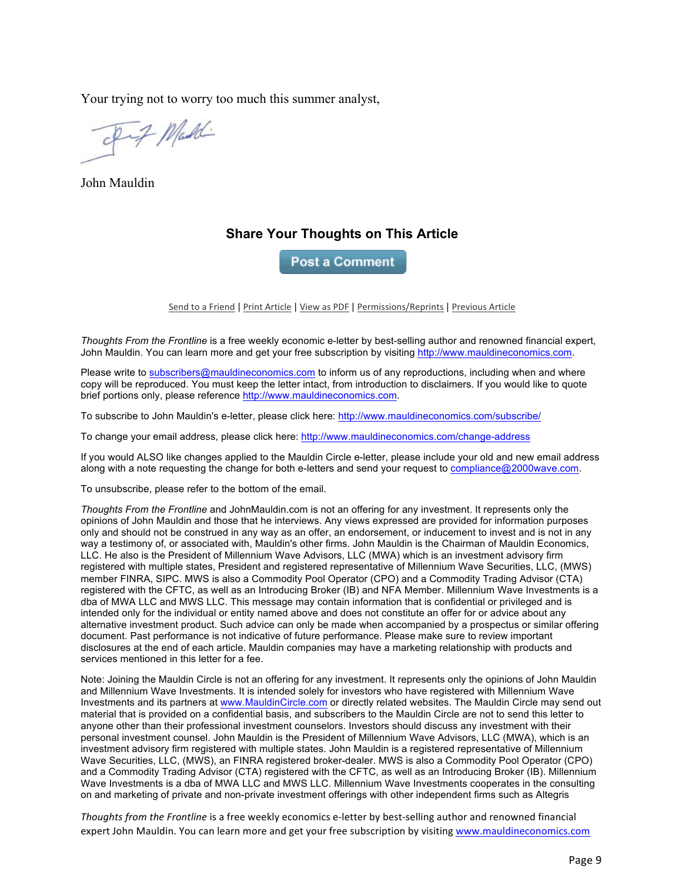Your trying not to worry too much this summer analyst,

John Mauldin

## Share Your Thoughts on This Article

Post a Comment

Send to a Friend | Print Article | View as PDF | Permissions/Reprints | Previous Article

*Thoughts From the Frontline* is a free weekly economic e-letter by best-selling author and renowned financial expert, John Mauldin. You can learn more and get your free subscription by visiting http://www.mauldineconomics.com.

Please write to subscribers@mauldineconomics.com to inform us of any reproductions, including when and where copy will be reproduced. You must keep the letter intact, from introduction to disclaimers. If you would like to quote brief portions only, please reference http://www.mauldineconomics.com.

To subscribe to John Mauldin's e-letter, please click here: http://www.mauldineconomics.com/subscribe/

To change your email address, please click here: http://www.mauldineconomics.com/change-address

If you would ALSO like changes applied to the Mauldin Circle e-letter, please include your old and new email address along with a note requesting the change for both e-letters and send your request to compliance@2000wave.com.

To unsubscribe, please refer to the bottom of the email.

*Thoughts From the Frontline* and JohnMauldin.com is not an offering for any investment. It represents only the opinions of John Mauldin and those that he interviews. Any views expressed are provided for information purposes only and should not be construed in any way as an offer, an endorsement, or inducement to invest and is not in any way a testimony of, or associated with, Mauldin's other firms. John Mauldin is the Chairman of Mauldin Economics, LLC. He also is the President of Millennium Wave Advisors, LLC (MWA) which is an investment advisory firm registered with multiple states, President and registered representative of Millennium Wave Securities, LLC, (MWS) member FINRA, SIPC. MWS is also a Commodity Pool Operator (CPO) and a Commodity Trading Advisor (CTA) registered with the CFTC, as well as an Introducing Broker (IB) and NFA Member. Millennium Wave Investments is a dba of MWA LLC and MWS LLC. This message may contain information that is confidential or privileged and is intended only for the individual or entity named above and does not constitute an offer for or advice about any alternative investment product. Such advice can only be made when accompanied by a prospectus or similar offering document. Past performance is not indicative of future performance. Please make sure to review important disclosures at the end of each article. Mauldin companies may have a marketing relationship with products and services mentioned in this letter for a fee.

Note: Joining the Mauldin Circle is not an offering for any investment. It represents only the opinions of John Mauldin and Millennium Wave Investments. It is intended solely for investors who have registered with Millennium Wave Investments and its partners at www.MauldinCircle.com or directly related websites. The Mauldin Circle may send out material that is provided on a confidential basis, and subscribers to the Mauldin Circle are not to send this letter to anyone other than their professional investment counselors. Investors should discuss any investment with their personal investment counsel. John Mauldin is the President of Millennium Wave Advisors, LLC (MWA), which is an investment advisory firm registered with multiple states. John Mauldin is a registered representative of Millennium Wave Securities, LLC, (MWS), an FINRA registered broker-dealer. MWS is also a Commodity Pool Operator (CPO) and a Commodity Trading Advisor (CTA) registered with the CFTC, as well as an Introducing Broker (IB). Millennium Wave Investments is a dba of MWA LLC and MWS LLC. Millennium Wave Investments cooperates in the consulting on and marketing of private and non-private investment offerings with other independent firms such as Altegris

*Thoughts from the Frontline* is a free weekly economics e-letter by best-selling author and renowned financial expert John Mauldin. You can learn more and get your free subscription by visiting www.mauldineconomics.com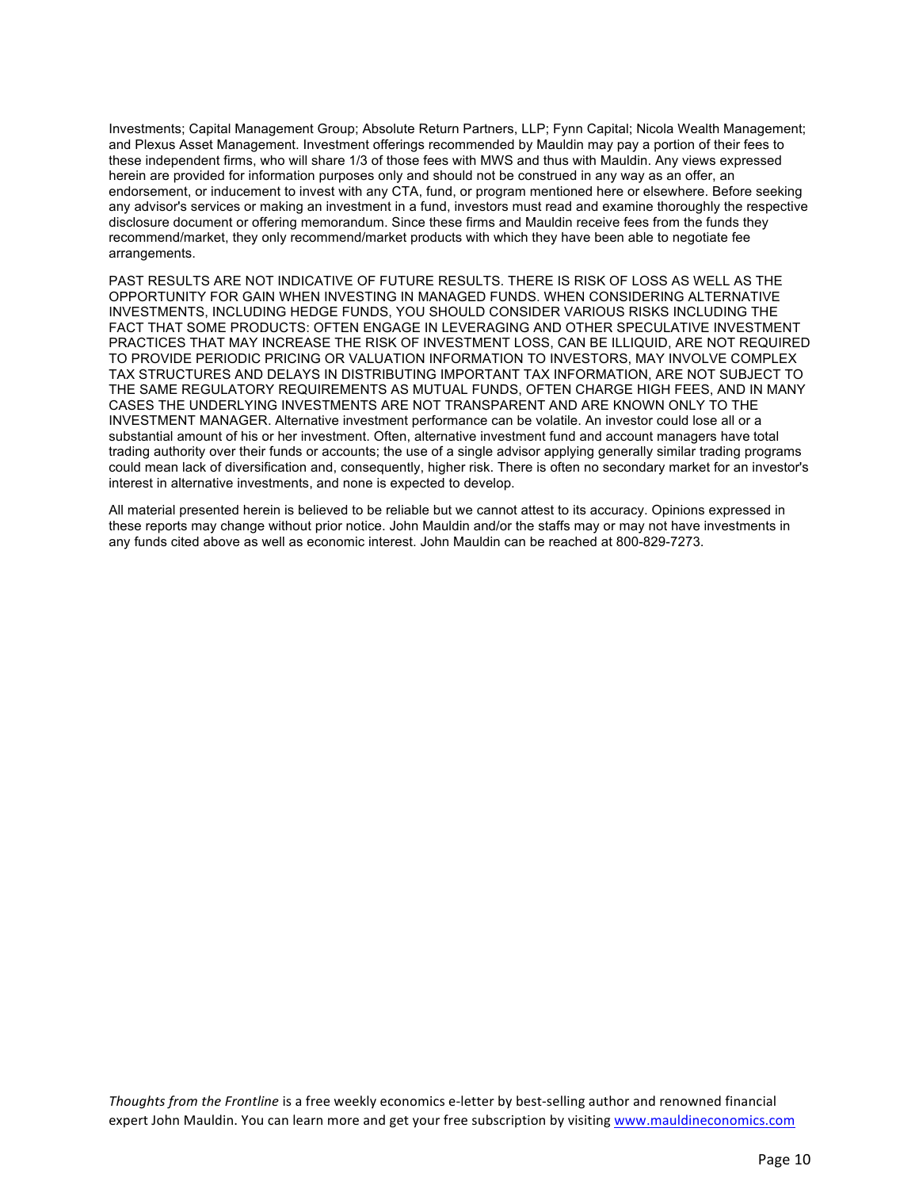Investments; Capital Management Group; Absolute Return Partners, LLP; Fynn Capital; Nicola Wealth Management; and Plexus Asset Management. Investment offerings recommended by Mauldin may pay a portion of their fees to these independent firms, who will share 1/3 of those fees with MWS and thus with Mauldin. Any views expressed herein are provided for information purposes only and should not be construed in any way as an offer, an endorsement, or inducement to invest with any CTA, fund, or program mentioned here or elsewhere. Before seeking any advisor's services or making an investment in a fund, investors must read and examine thoroughly the respective disclosure document or offering memorandum. Since these firms and Mauldin receive fees from the funds they recommend/market, they only recommend/market products with which they have been able to negotiate fee arrangements.

PAST RESULTS ARE NOT INDICATIVE OF FUTURE RESULTS. THERE IS RISK OF LOSS AS WELL AS THE OPPORTUNITY FOR GAIN WHEN INVESTING IN MANAGED FUNDS. WHEN CONSIDERING ALTERNATIVE INVESTMENTS, INCLUDING HEDGE FUNDS, YOU SHOULD CONSIDER VARIOUS RISKS INCLUDING THE FACT THAT SOME PRODUCTS: OFTEN ENGAGE IN LEVERAGING AND OTHER SPECULATIVE INVESTMENT PRACTICES THAT MAY INCREASE THE RISK OF INVESTMENT LOSS, CAN BE ILLIQUID, ARE NOT REQUIRED TO PROVIDE PERIODIC PRICING OR VALUATION INFORMATION TO INVESTORS, MAY INVOLVE COMPLEX TAX STRUCTURES AND DELAYS IN DISTRIBUTING IMPORTANT TAX INFORMATION, ARE NOT SUBJECT TO THE SAME REGULATORY REQUIREMENTS AS MUTUAL FUNDS, OFTEN CHARGE HIGH FEES, AND IN MANY CASES THE UNDERLYING INVESTMENTS ARE NOT TRANSPARENT AND ARE KNOWN ONLY TO THE INVESTMENT MANAGER. Alternative investment performance can be volatile. An investor could lose all or a substantial amount of his or her investment. Often, alternative investment fund and account managers have total trading authority over their funds or accounts; the use of a single advisor applying generally similar trading programs could mean lack of diversification and, consequently, higher risk. There is often no secondary market for an investor's interest in alternative investments, and none is expected to develop.

All material presented herein is believed to be reliable but we cannot attest to its accuracy. Opinions expressed in these reports may change without prior notice. John Mauldin and/or the staffs may or may not have investments in any funds cited above as well as economic interest. John Mauldin can be reached at 800-829-7273.

*Thoughts from the Frontline* is a free weekly economics e-letter by best-selling author and renowned financial expert John Mauldin. You can learn more and get your free subscription by visiting www.mauldineconomics.com